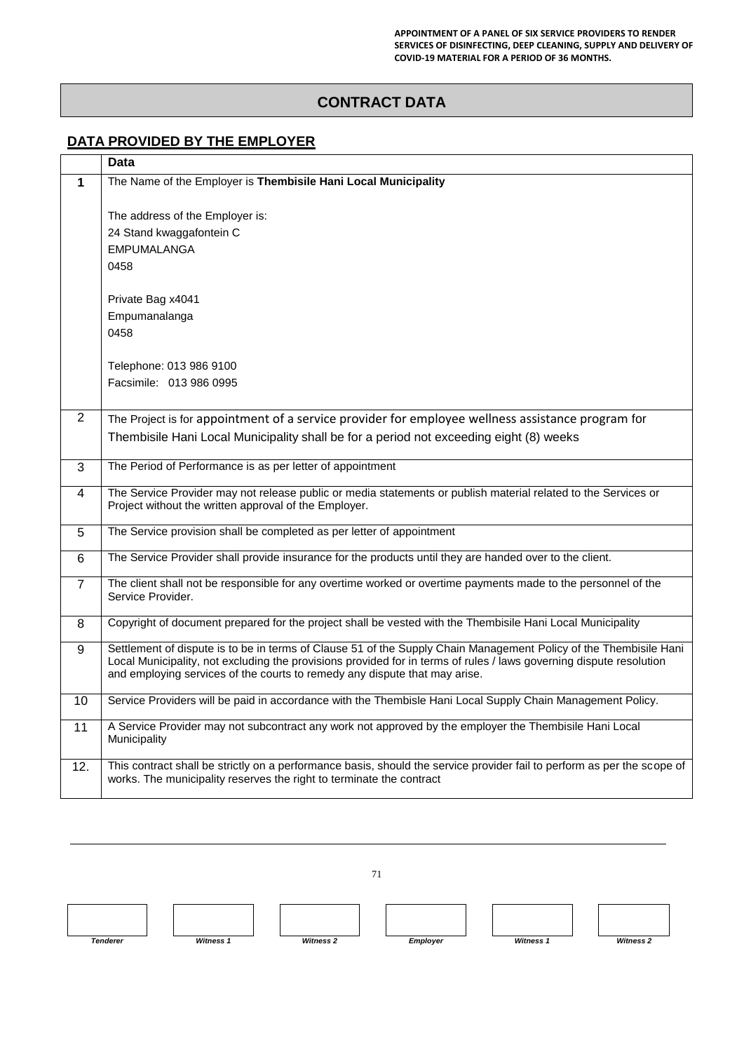# CONTRACT DATA

## DATA PROVIDED BY THE EMPLOYER

| | Data |
|---|---|
| **1** | The Name of the Employer is **Thembisile Hani Local Municipality**<br><br>The address of the Employer is:<br>24 Stand kwaggafontein C<br>EMPUMALANGA<br>0458<br><br>Private Bag x4041<br>Empumanalanga<br>0458<br><br>Telephone: 013 986 9100<br>Facsimile: 013 986 0995 |
| 2 | The Project is for appointment of a service provider for employee wellness assistance program for Thembisile Hani Local Municipality shall be for a period not exceeding eight (8) weeks |
| 3 | The Period of Performance is as per letter of appointment |
| 4 | The Service Provider may not release public or media statements or publish material related to the Services or Project without the written approval of the Employer. |
| 5 | The Service provision shall be completed as per letter of appointment |
| 6 | The Service Provider shall provide insurance for the products until they are handed over to the client. |
| 7 | The client shall not be responsible for any overtime worked or overtime payments made to the personnel of the Service Provider. |
| 8 | Copyright of document prepared for the project shall be vested with the Thembisile Hani Local Municipality |
| 9 | Settlement of dispute is to be in terms of Clause 51 of the Supply Chain Management Policy of the Thembisile Hani Local Municipality, not excluding the provisions provided for in terms of rules / laws governing dispute resolution and employing services of the courts to remedy any dispute that may arise. |
| 10 | Service Providers will be paid in accordance with the Thembisle Hani Local Supply Chain Management Policy. |
| 11 | A Service Provider may not subcontract any work not approved by the employer the Thembisile Hani Local Municipality |
| 12. | This contract shall be strictly on a performance basis, should the service provider fail to perform as per the scope of works. The municipality reserves the right to terminate the contract |

| | | | | | |
|---|---|---|---|---|---|
| *Tenderer* | *Witness 1* | *Witness 2* | *Employer* | *Witness 1* | *Witness 2* |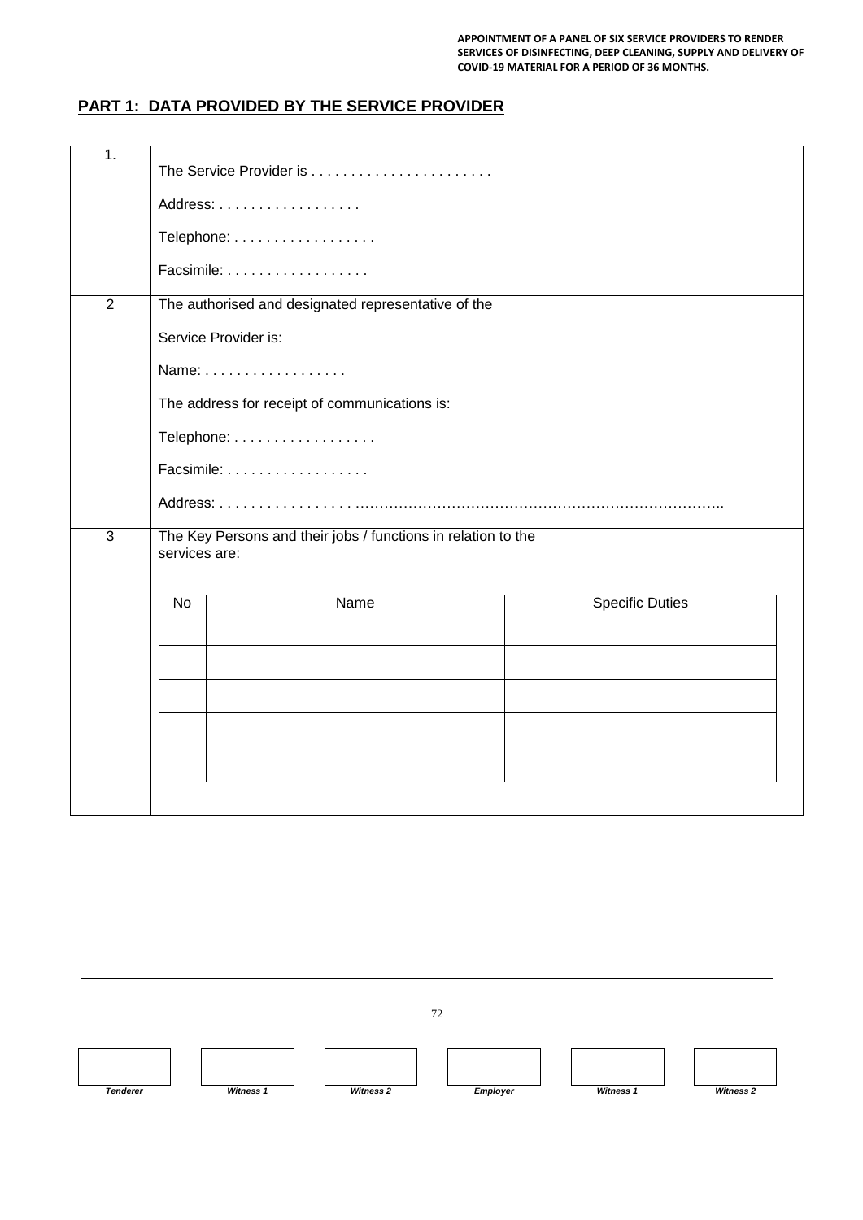## PART 1: DATA PROVIDED BY THE SERVICE PROVIDER

| | |
|---|---|
| 1. | The Service Provider is . . . . . . . . . . . . . . . . . . . . . . .<br><br>Address: . . . . . . . . . . . . . . . . . .<br><br>Telephone: . . . . . . . . . . . . . . . . . .<br><br>Facsimile: . . . . . . . . . . . . . . . . . . |
| 2 | The authorised and designated representative of the<br><br>Service Provider is:<br><br>Name: . . . . . . . . . . . . . . . . . .<br><br>The address for receipt of communications is:<br><br>Telephone: . . . . . . . . . . . . . . . . . .<br><br>Facsimile: . . . . . . . . . . . . . . . . . .<br><br>Address: . . . . . . . . . . . . . . . . . ……………………………………………………………….. |
| 3 | The Key Persons and their jobs / functions in relation to the services are: |

| No | Name | Specific Duties |
|---|---|---|
| | | |
| | | |
| | | |
| | | |
| | | |

| | | | | | |
|---|---|---|---|---|---|
| *Tenderer* | *Witness 1* | *Witness 2* | *Employer* | *Witness 1* | *Witness 2* |